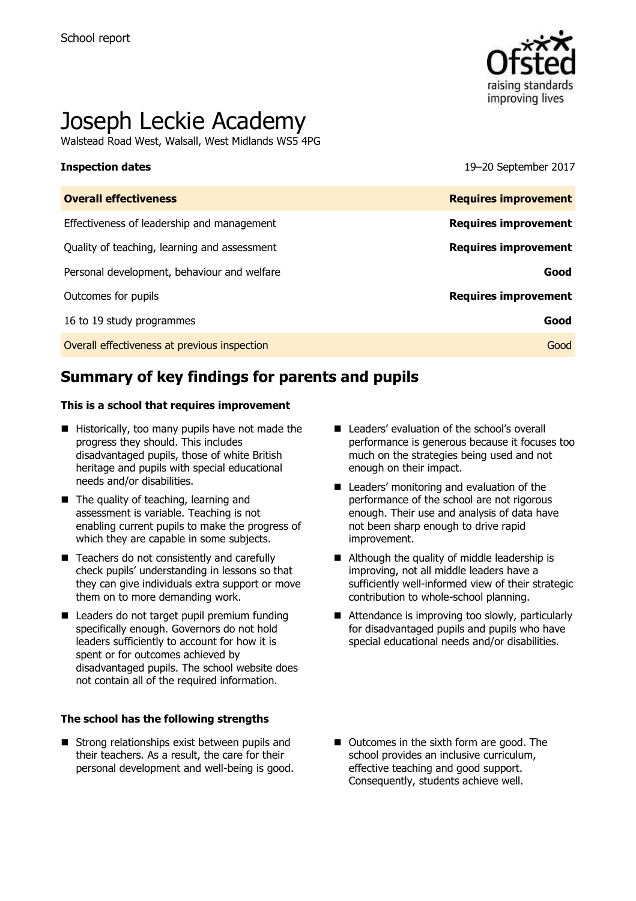School report

# Joseph Leckie Academy

Walstead Road West, Walsall, West Midlands WS5 4PG

**Inspection dates** 19–20 September 2017

| **Overall effectiveness** | **Requires improvement** |
| --- | --- |
| Effectiveness of leadership and management | **Requires improvement** |
| Quality of teaching, learning and assessment | **Requires improvement** |
| Personal development, behaviour and welfare | **Good** |
| Outcomes for pupils | **Requires improvement** |
| 16 to 19 study programmes | **Good** |
| Overall effectiveness at previous inspection | Good |

## Summary of key findings for parents and pupils

**This is a school that requires improvement**

- Historically, too many pupils have not made the progress they should. This includes disadvantaged pupils, those of white British heritage and pupils with special educational needs and/or disabilities.
- The quality of teaching, learning and assessment is variable. Teaching is not enabling current pupils to make the progress of which they are capable in some subjects.
- Teachers do not consistently and carefully check pupils' understanding in lessons so that they can give individuals extra support or move them on to more demanding work.
- Leaders do not target pupil premium funding specifically enough. Governors do not hold leaders sufficiently to account for how it is spent or for outcomes achieved by disadvantaged pupils. The school website does not contain all of the required information.
- Leaders' evaluation of the school's overall performance is generous because it focuses too much on the strategies being used and not enough on their impact.
- Leaders' monitoring and evaluation of the performance of the school are not rigorous enough. Their use and analysis of data have not been sharp enough to drive rapid improvement.
- Although the quality of middle leadership is improving, not all middle leaders have a sufficiently well-informed view of their strategic contribution to whole-school planning.
- Attendance is improving too slowly, particularly for disadvantaged pupils and pupils who have special educational needs and/or disabilities.

**The school has the following strengths**

- Strong relationships exist between pupils and their teachers. As a result, the care for their personal development and well-being is good.
- Outcomes in the sixth form are good. The school provides an inclusive curriculum, effective teaching and good support. Consequently, students achieve well.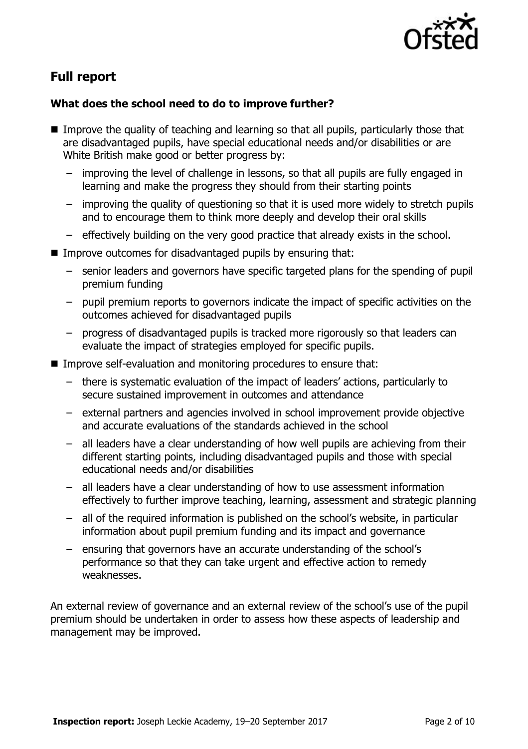## Full report

### What does the school need to do to improve further?

- Improve the quality of teaching and learning so that all pupils, particularly those that are disadvantaged pupils, have special educational needs and/or disabilities or are White British make good or better progress by:
  - improving the level of challenge in lessons, so that all pupils are fully engaged in learning and make the progress they should from their starting points
  - improving the quality of questioning so that it is used more widely to stretch pupils and to encourage them to think more deeply and develop their oral skills
  - effectively building on the very good practice that already exists in the school.
- Improve outcomes for disadvantaged pupils by ensuring that:
  - senior leaders and governors have specific targeted plans for the spending of pupil premium funding
  - pupil premium reports to governors indicate the impact of specific activities on the outcomes achieved for disadvantaged pupils
  - progress of disadvantaged pupils is tracked more rigorously so that leaders can evaluate the impact of strategies employed for specific pupils.
- Improve self-evaluation and monitoring procedures to ensure that:
  - there is systematic evaluation of the impact of leaders' actions, particularly to secure sustained improvement in outcomes and attendance
  - external partners and agencies involved in school improvement provide objective and accurate evaluations of the standards achieved in the school
  - all leaders have a clear understanding of how well pupils are achieving from their different starting points, including disadvantaged pupils and those with special educational needs and/or disabilities
  - all leaders have a clear understanding of how to use assessment information effectively to further improve teaching, learning, assessment and strategic planning
  - all of the required information is published on the school's website, in particular information about pupil premium funding and its impact and governance
  - ensuring that governors have an accurate understanding of the school's performance so that they can take urgent and effective action to remedy weaknesses.

An external review of governance and an external review of the school's use of the pupil premium should be undertaken in order to assess how these aspects of leadership and management may be improved.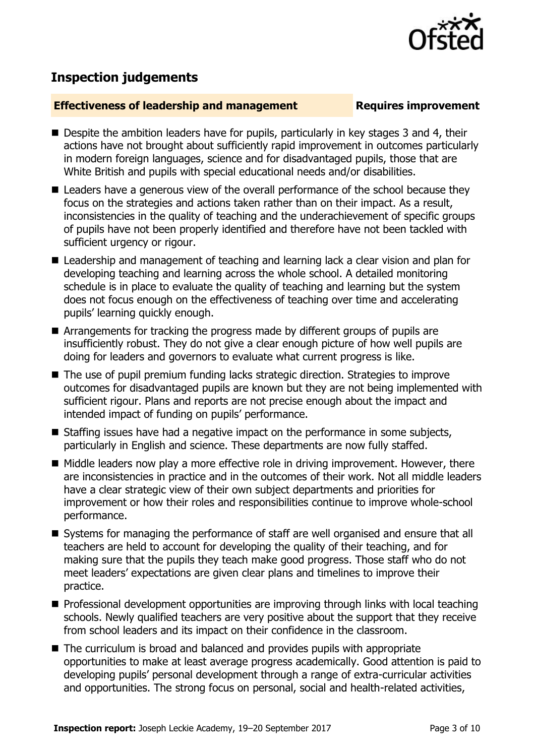## Inspection judgements

**Effectiveness of leadership and management** **Requires improvement**

- Despite the ambition leaders have for pupils, particularly in key stages 3 and 4, their actions have not brought about sufficiently rapid improvement in outcomes particularly in modern foreign languages, science and for disadvantaged pupils, those that are White British and pupils with special educational needs and/or disabilities.
- Leaders have a generous view of the overall performance of the school because they focus on the strategies and actions taken rather than on their impact. As a result, inconsistencies in the quality of teaching and the underachievement of specific groups of pupils have not been properly identified and therefore have not been tackled with sufficient urgency or rigour.
- Leadership and management of teaching and learning lack a clear vision and plan for developing teaching and learning across the whole school. A detailed monitoring schedule is in place to evaluate the quality of teaching and learning but the system does not focus enough on the effectiveness of teaching over time and accelerating pupils' learning quickly enough.
- Arrangements for tracking the progress made by different groups of pupils are insufficiently robust. They do not give a clear enough picture of how well pupils are doing for leaders and governors to evaluate what current progress is like.
- The use of pupil premium funding lacks strategic direction. Strategies to improve outcomes for disadvantaged pupils are known but they are not being implemented with sufficient rigour. Plans and reports are not precise enough about the impact and intended impact of funding on pupils' performance.
- Staffing issues have had a negative impact on the performance in some subjects, particularly in English and science. These departments are now fully staffed.
- Middle leaders now play a more effective role in driving improvement. However, there are inconsistencies in practice and in the outcomes of their work. Not all middle leaders have a clear strategic view of their own subject departments and priorities for improvement or how their roles and responsibilities continue to improve whole-school performance.
- Systems for managing the performance of staff are well organised and ensure that all teachers are held to account for developing the quality of their teaching, and for making sure that the pupils they teach make good progress. Those staff who do not meet leaders' expectations are given clear plans and timelines to improve their practice.
- Professional development opportunities are improving through links with local teaching schools. Newly qualified teachers are very positive about the support that they receive from school leaders and its impact on their confidence in the classroom.
- The curriculum is broad and balanced and provides pupils with appropriate opportunities to make at least average progress academically. Good attention is paid to developing pupils' personal development through a range of extra-curricular activities and opportunities. The strong focus on personal, social and health-related activities,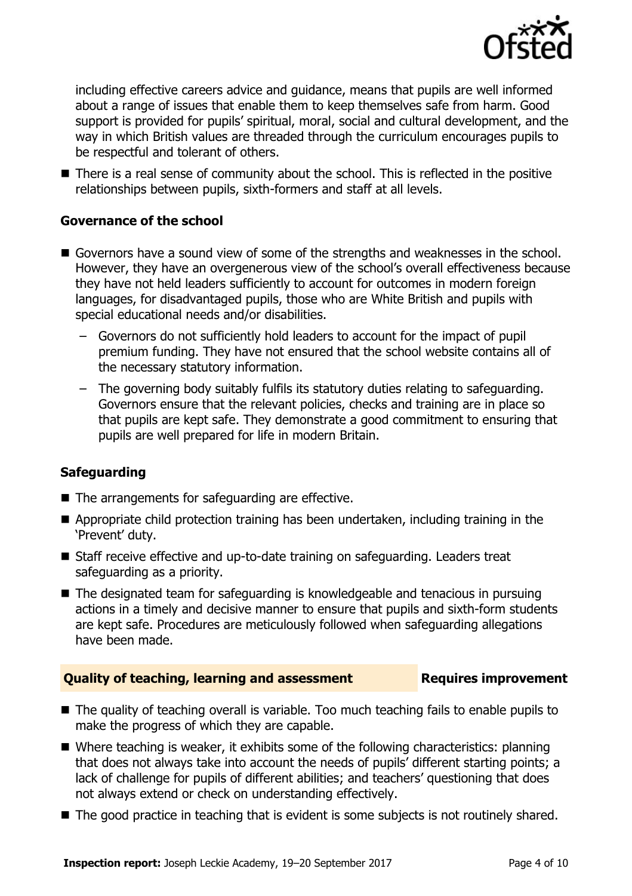including effective careers advice and guidance, means that pupils are well informed about a range of issues that enable them to keep themselves safe from harm. Good support is provided for pupils' spiritual, moral, social and cultural development, and the way in which British values are threaded through the curriculum encourages pupils to be respectful and tolerant of others.

- There is a real sense of community about the school. This is reflected in the positive relationships between pupils, sixth-formers and staff at all levels.

### Governance of the school

- Governors have a sound view of some of the strengths and weaknesses in the school. However, they have an overgenerous view of the school's overall effectiveness because they have not held leaders sufficiently to account for outcomes in modern foreign languages, for disadvantaged pupils, those who are White British and pupils with special educational needs and/or disabilities.
  - Governors do not sufficiently hold leaders to account for the impact of pupil premium funding. They have not ensured that the school website contains all of the necessary statutory information.
  - The governing body suitably fulfils its statutory duties relating to safeguarding. Governors ensure that the relevant policies, checks and training are in place so that pupils are kept safe. They demonstrate a good commitment to ensuring that pupils are well prepared for life in modern Britain.

### Safeguarding

- The arrangements for safeguarding are effective.
- Appropriate child protection training has been undertaken, including training in the 'Prevent' duty.
- Staff receive effective and up-to-date training on safeguarding. Leaders treat safeguarding as a priority.
- The designated team for safeguarding is knowledgeable and tenacious in pursuing actions in a timely and decisive manner to ensure that pupils and sixth-form students are kept safe. Procedures are meticulously followed when safeguarding allegations have been made.

## Quality of teaching, learning and assessment — Requires improvement

- The quality of teaching overall is variable. Too much teaching fails to enable pupils to make the progress of which they are capable.
- Where teaching is weaker, it exhibits some of the following characteristics: planning that does not always take into account the needs of pupils' different starting points; a lack of challenge for pupils of different abilities; and teachers' questioning that does not always extend or check on understanding effectively.
- The good practice in teaching that is evident is some subjects is not routinely shared.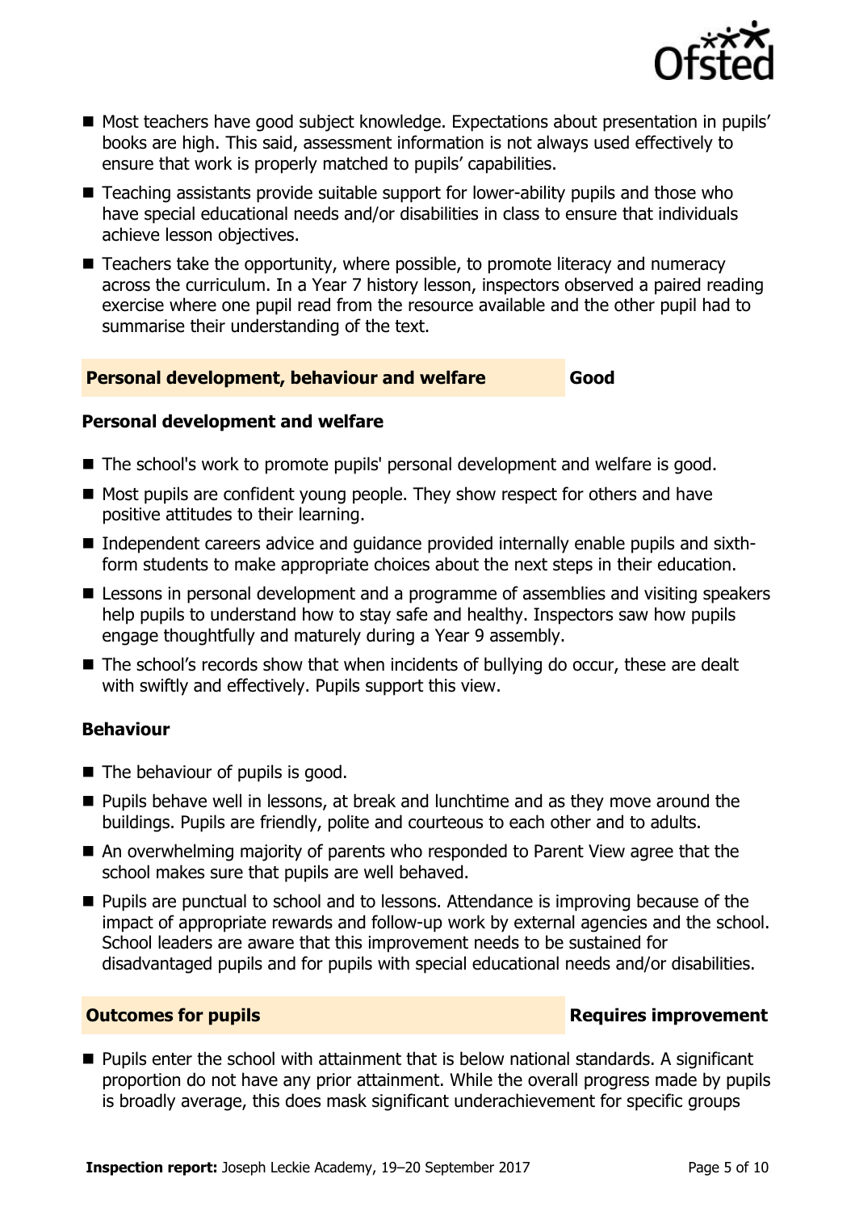- Most teachers have good subject knowledge. Expectations about presentation in pupils' books are high. This said, assessment information is not always used effectively to ensure that work is properly matched to pupils' capabilities.
- Teaching assistants provide suitable support for lower-ability pupils and those who have special educational needs and/or disabilities in class to ensure that individuals achieve lesson objectives.
- Teachers take the opportunity, where possible, to promote literacy and numeracy across the curriculum. In a Year 7 history lesson, inspectors observed a paired reading exercise where one pupil read from the resource available and the other pupil had to summarise their understanding of the text.

## Personal development, behaviour and welfare — Good

### Personal development and welfare

- The school's work to promote pupils' personal development and welfare is good.
- Most pupils are confident young people. They show respect for others and have positive attitudes to their learning.
- Independent careers advice and guidance provided internally enable pupils and sixth-form students to make appropriate choices about the next steps in their education.
- Lessons in personal development and a programme of assemblies and visiting speakers help pupils to understand how to stay safe and healthy. Inspectors saw how pupils engage thoughtfully and maturely during a Year 9 assembly.
- The school's records show that when incidents of bullying do occur, these are dealt with swiftly and effectively. Pupils support this view.

### Behaviour

- The behaviour of pupils is good.
- Pupils behave well in lessons, at break and lunchtime and as they move around the buildings. Pupils are friendly, polite and courteous to each other and to adults.
- An overwhelming majority of parents who responded to Parent View agree that the school makes sure that pupils are well behaved.
- Pupils are punctual to school and to lessons. Attendance is improving because of the impact of appropriate rewards and follow-up work by external agencies and the school. School leaders are aware that this improvement needs to be sustained for disadvantaged pupils and for pupils with special educational needs and/or disabilities.

## Outcomes for pupils — Requires improvement

- Pupils enter the school with attainment that is below national standards. A significant proportion do not have any prior attainment. While the overall progress made by pupils is broadly average, this does mask significant underachievement for specific groups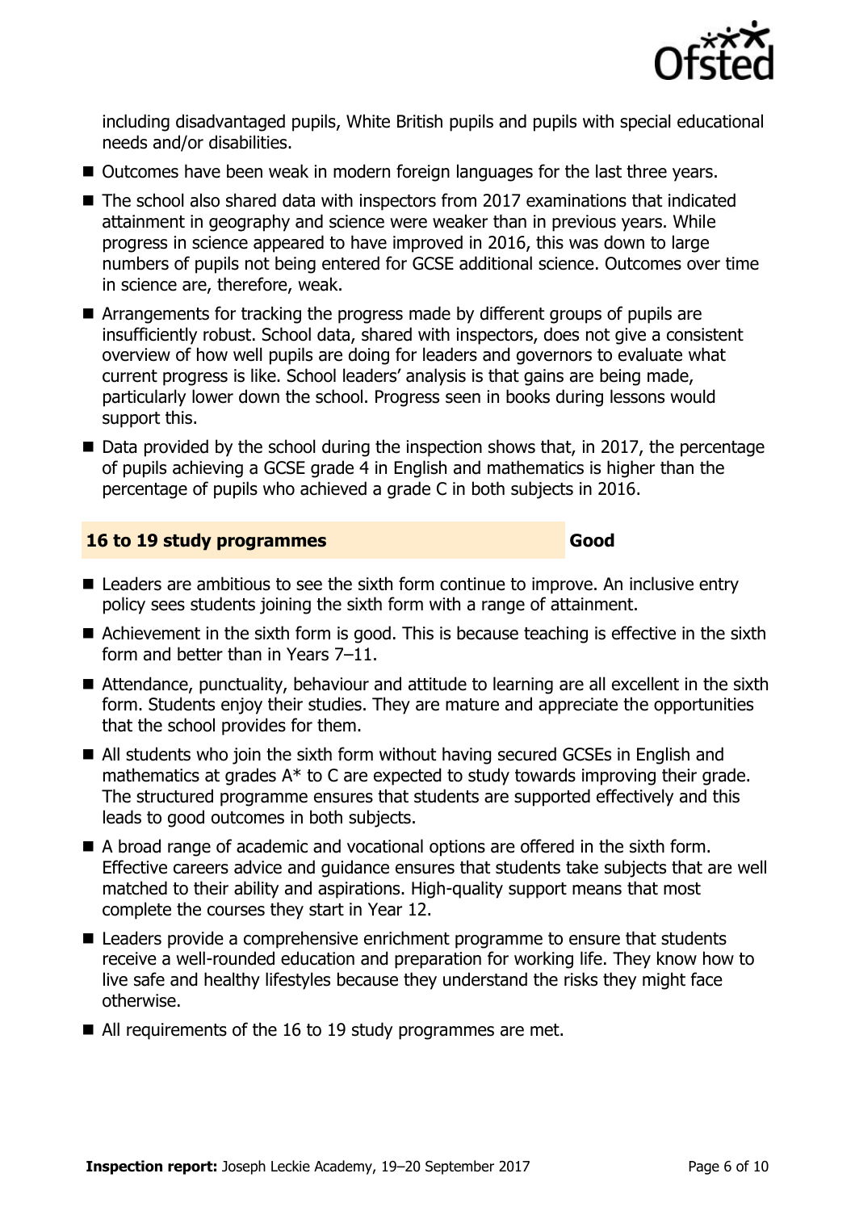including disadvantaged pupils, White British pupils and pupils with special educational needs and/or disabilities.

- Outcomes have been weak in modern foreign languages for the last three years.
- The school also shared data with inspectors from 2017 examinations that indicated attainment in geography and science were weaker than in previous years. While progress in science appeared to have improved in 2016, this was down to large numbers of pupils not being entered for GCSE additional science. Outcomes over time in science are, therefore, weak.
- Arrangements for tracking the progress made by different groups of pupils are insufficiently robust. School data, shared with inspectors, does not give a consistent overview of how well pupils are doing for leaders and governors to evaluate what current progress is like. School leaders' analysis is that gains are being made, particularly lower down the school. Progress seen in books during lessons would support this.
- Data provided by the school during the inspection shows that, in 2017, the percentage of pupils achieving a GCSE grade 4 in English and mathematics is higher than the percentage of pupils who achieved a grade C in both subjects in 2016.

## 16 to 19 study programmes — Good

- Leaders are ambitious to see the sixth form continue to improve. An inclusive entry policy sees students joining the sixth form with a range of attainment.
- Achievement in the sixth form is good. This is because teaching is effective in the sixth form and better than in Years 7–11.
- Attendance, punctuality, behaviour and attitude to learning are all excellent in the sixth form. Students enjoy their studies. They are mature and appreciate the opportunities that the school provides for them.
- All students who join the sixth form without having secured GCSEs in English and mathematics at grades A* to C are expected to study towards improving their grade. The structured programme ensures that students are supported effectively and this leads to good outcomes in both subjects.
- A broad range of academic and vocational options are offered in the sixth form. Effective careers advice and guidance ensures that students take subjects that are well matched to their ability and aspirations. High-quality support means that most complete the courses they start in Year 12.
- Leaders provide a comprehensive enrichment programme to ensure that students receive a well-rounded education and preparation for working life. They know how to live safe and healthy lifestyles because they understand the risks they might face otherwise.
- All requirements of the 16 to 19 study programmes are met.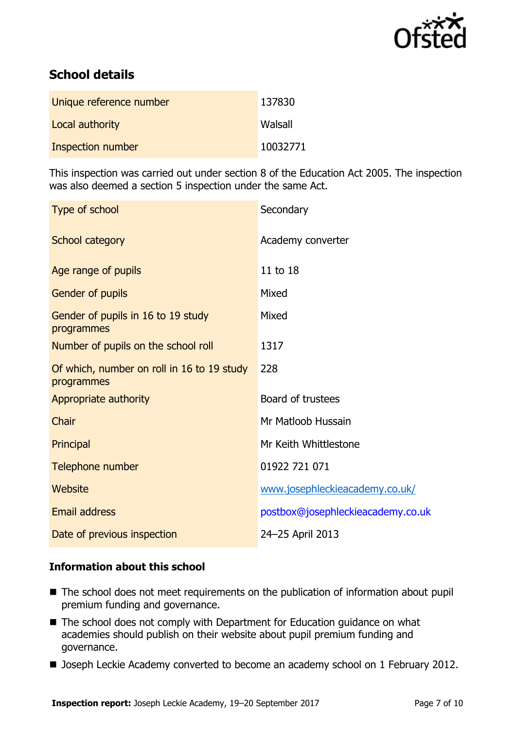## School details

| | |
|---|---|
| Unique reference number | 137830 |
| Local authority | Walsall |
| Inspection number | 10032771 |

This inspection was carried out under section 8 of the Education Act 2005. The inspection was also deemed a section 5 inspection under the same Act.

| | |
|---|---|
| Type of school | Secondary |
| School category | Academy converter |
| Age range of pupils | 11 to 18 |
| Gender of pupils | Mixed |
| Gender of pupils in 16 to 19 study programmes | Mixed |
| Number of pupils on the school roll | 1317 |
| Of which, number on roll in 16 to 19 study programmes | 228 |
| Appropriate authority | Board of trustees |
| Chair | Mr Matloob Hussain |
| Principal | Mr Keith Whittlestone |
| Telephone number | 01922 721 071 |
| Website | www.josephleckieacademy.co.uk/ |
| Email address | postbox@josephleckieacademy.co.uk |
| Date of previous inspection | 24–25 April 2013 |

### Information about this school

- The school does not meet requirements on the publication of information about pupil premium funding and governance.
- The school does not comply with Department for Education guidance on what academies should publish on their website about pupil premium funding and governance.
- Joseph Leckie Academy converted to become an academy school on 1 February 2012.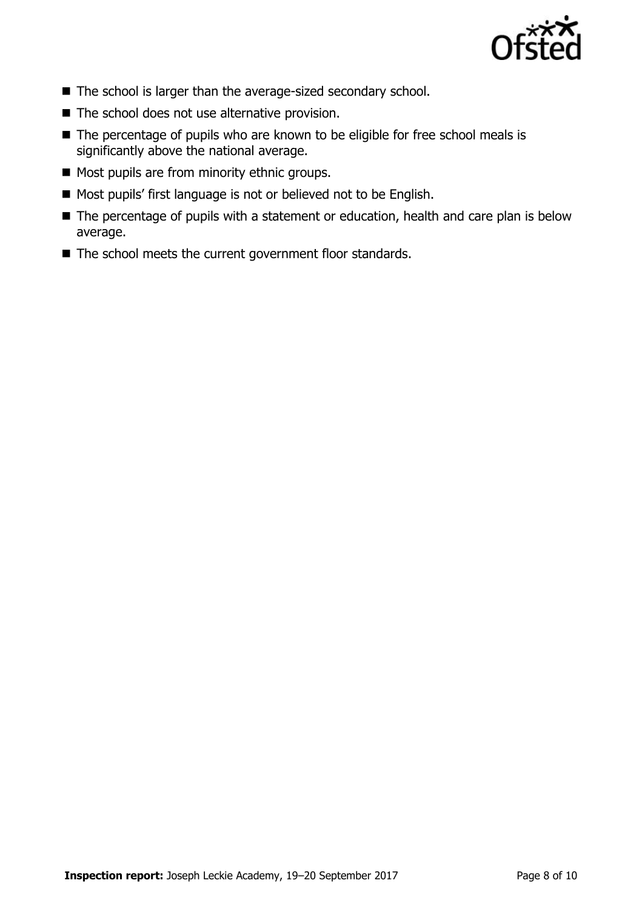- The school is larger than the average-sized secondary school.
- The school does not use alternative provision.
- The percentage of pupils who are known to be eligible for free school meals is significantly above the national average.
- Most pupils are from minority ethnic groups.
- Most pupils' first language is not or believed not to be English.
- The percentage of pupils with a statement or education, health and care plan is below average.
- The school meets the current government floor standards.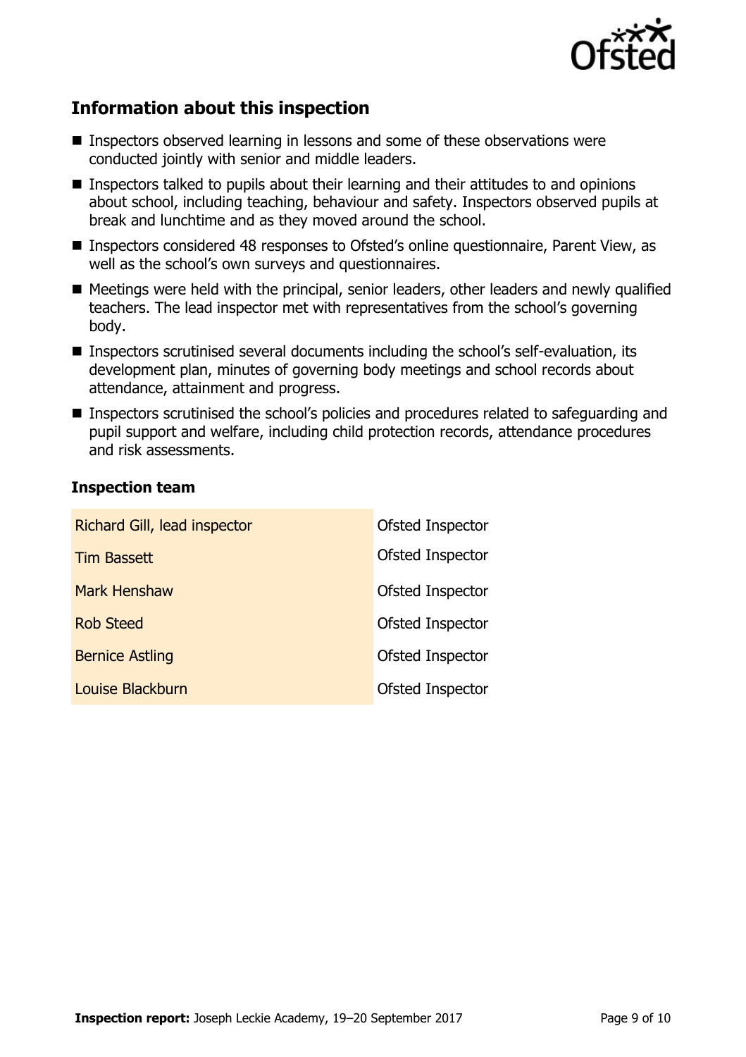## Information about this inspection

- Inspectors observed learning in lessons and some of these observations were conducted jointly with senior and middle leaders.
- Inspectors talked to pupils about their learning and their attitudes to and opinions about school, including teaching, behaviour and safety. Inspectors observed pupils at break and lunchtime and as they moved around the school.
- Inspectors considered 48 responses to Ofsted's online questionnaire, Parent View, as well as the school's own surveys and questionnaires.
- Meetings were held with the principal, senior leaders, other leaders and newly qualified teachers. The lead inspector met with representatives from the school's governing body.
- Inspectors scrutinised several documents including the school's self-evaluation, its development plan, minutes of governing body meetings and school records about attendance, attainment and progress.
- Inspectors scrutinised the school's policies and procedures related to safeguarding and pupil support and welfare, including child protection records, attendance procedures and risk assessments.

### Inspection team

| | |
|---|---|
| Richard Gill, lead inspector | Ofsted Inspector |
| Tim Bassett | Ofsted Inspector |
| Mark Henshaw | Ofsted Inspector |
| Rob Steed | Ofsted Inspector |
| Bernice Astling | Ofsted Inspector |
| Louise Blackburn | Ofsted Inspector |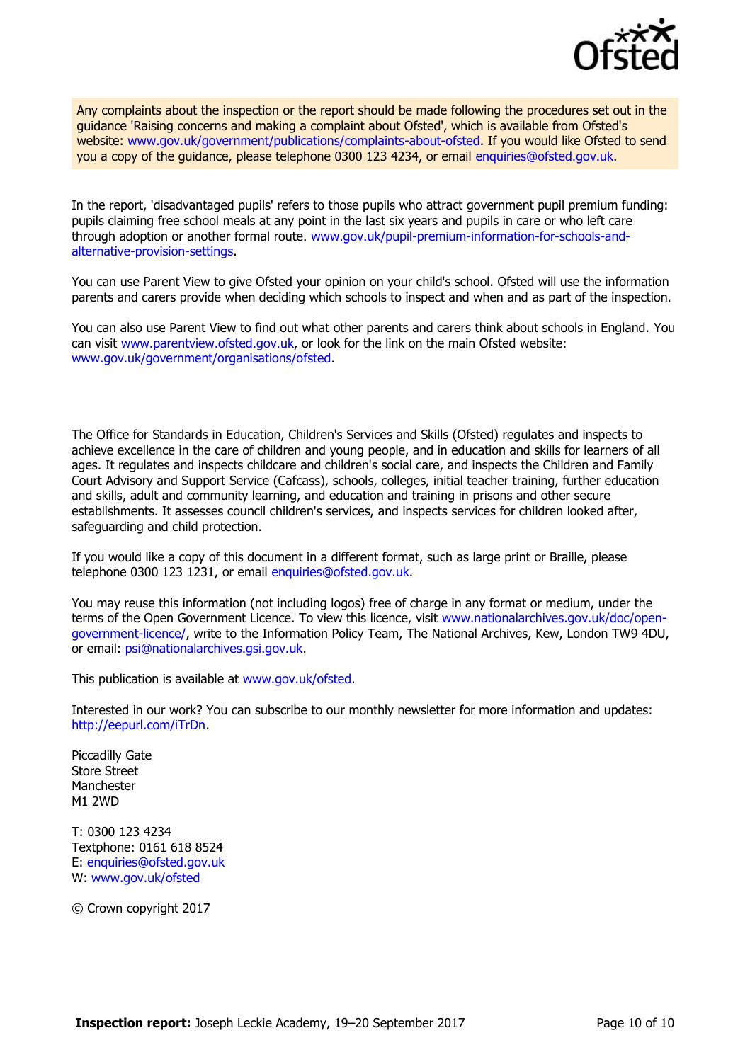Any complaints about the inspection or the report should be made following the procedures set out in the guidance 'Raising concerns and making a complaint about Ofsted', which is available from Ofsted's website: www.gov.uk/government/publications/complaints-about-ofsted. If you would like Ofsted to send you a copy of the guidance, please telephone 0300 123 4234, or email enquiries@ofsted.gov.uk.

In the report, 'disadvantaged pupils' refers to those pupils who attract government pupil premium funding: pupils claiming free school meals at any point in the last six years and pupils in care or who left care through adoption or another formal route. www.gov.uk/pupil-premium-information-for-schools-and-alternative-provision-settings.

You can use Parent View to give Ofsted your opinion on your child's school. Ofsted will use the information parents and carers provide when deciding which schools to inspect and when and as part of the inspection.

You can also use Parent View to find out what other parents and carers think about schools in England. You can visit www.parentview.ofsted.gov.uk, or look for the link on the main Ofsted website: www.gov.uk/government/organisations/ofsted.

The Office for Standards in Education, Children's Services and Skills (Ofsted) regulates and inspects to achieve excellence in the care of children and young people, and in education and skills for learners of all ages. It regulates and inspects childcare and children's social care, and inspects the Children and Family Court Advisory and Support Service (Cafcass), schools, colleges, initial teacher training, further education and skills, adult and community learning, and education and training in prisons and other secure establishments. It assesses council children's services, and inspects services for children looked after, safeguarding and child protection.

If you would like a copy of this document in a different format, such as large print or Braille, please telephone 0300 123 1231, or email enquiries@ofsted.gov.uk.

You may reuse this information (not including logos) free of charge in any format or medium, under the terms of the Open Government Licence. To view this licence, visit www.nationalarchives.gov.uk/doc/open-government-licence/, write to the Information Policy Team, The National Archives, Kew, London TW9 4DU, or email: psi@nationalarchives.gsi.gov.uk.

This publication is available at www.gov.uk/ofsted.

Interested in our work? You can subscribe to our monthly newsletter for more information and updates: http://eepurl.com/iTrDn.

Piccadilly Gate
Store Street
Manchester
M1 2WD

T: 0300 123 4234
Textphone: 0161 618 8524
E: enquiries@ofsted.gov.uk
W: www.gov.uk/ofsted

© Crown copyright 2017